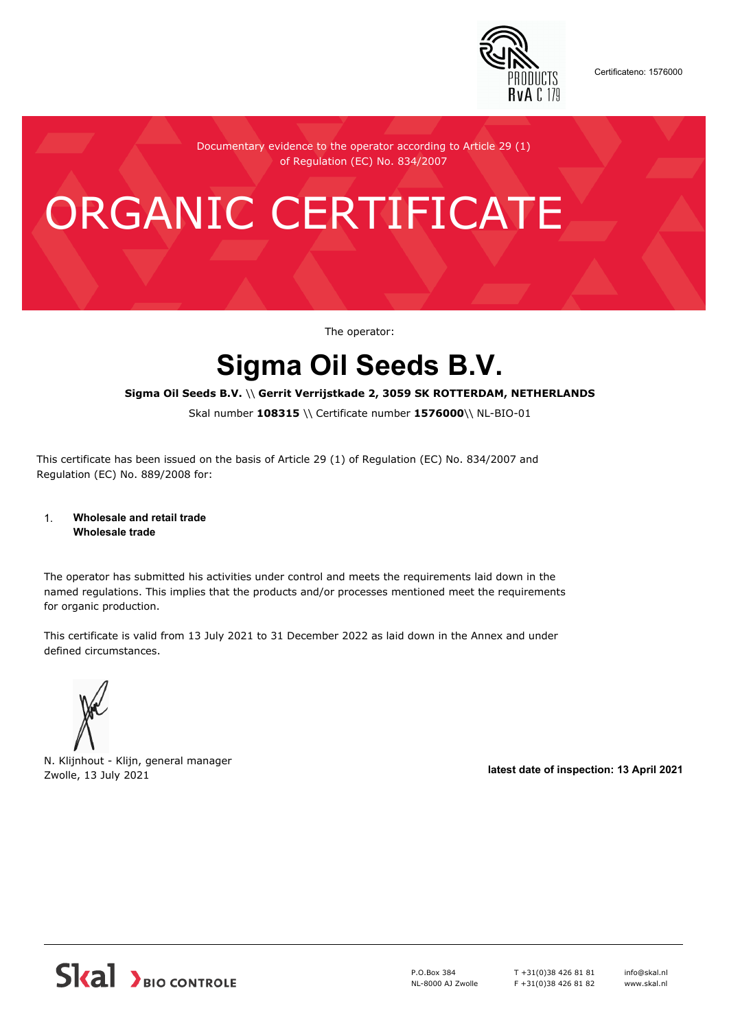Certificateno: 1576000

Documentary evidence to the operator according to Article 29 (1) of Regulation (EC) No. 834/2007

# ORGANIC CERTIFICATE

The operator:

## Sigma Oil Seeds B.V.

**Sigma Oil Seeds B.V.** \\ **Gerrit Verrijstkade 2, 3059 SK ROTTERDAM, NETHERLANDS**

Skal number **108315** \\ Certificate number **1576000**\\ NL-BIO-01

This certificate has been issued on the basis of Article 29 (1) of Regulation (EC) No. 834/2007 and Regulation (EC) No. 889/2008 for:

1. **Wholesale and retail trade**
   **Wholesale trade**

The operator has submitted his activities under control and meets the requirements laid down in the named regulations. This implies that the products and/or processes mentioned meet the requirements for organic production.

This certificate is valid from 13 July 2021 to 31 December 2022 as laid down in the Annex and under defined circumstances.

N. Klijnhout - Klijn, general manager
Zwolle, 13 July 2021

**latest date of inspection: 13 April 2021**

Skal BIO CONTROLE

P.O.Box 384
NL-8000 AJ Zwolle

T +31(0)38 426 81 81
F +31(0)38 426 81 82

info@skal.nl
www.skal.nl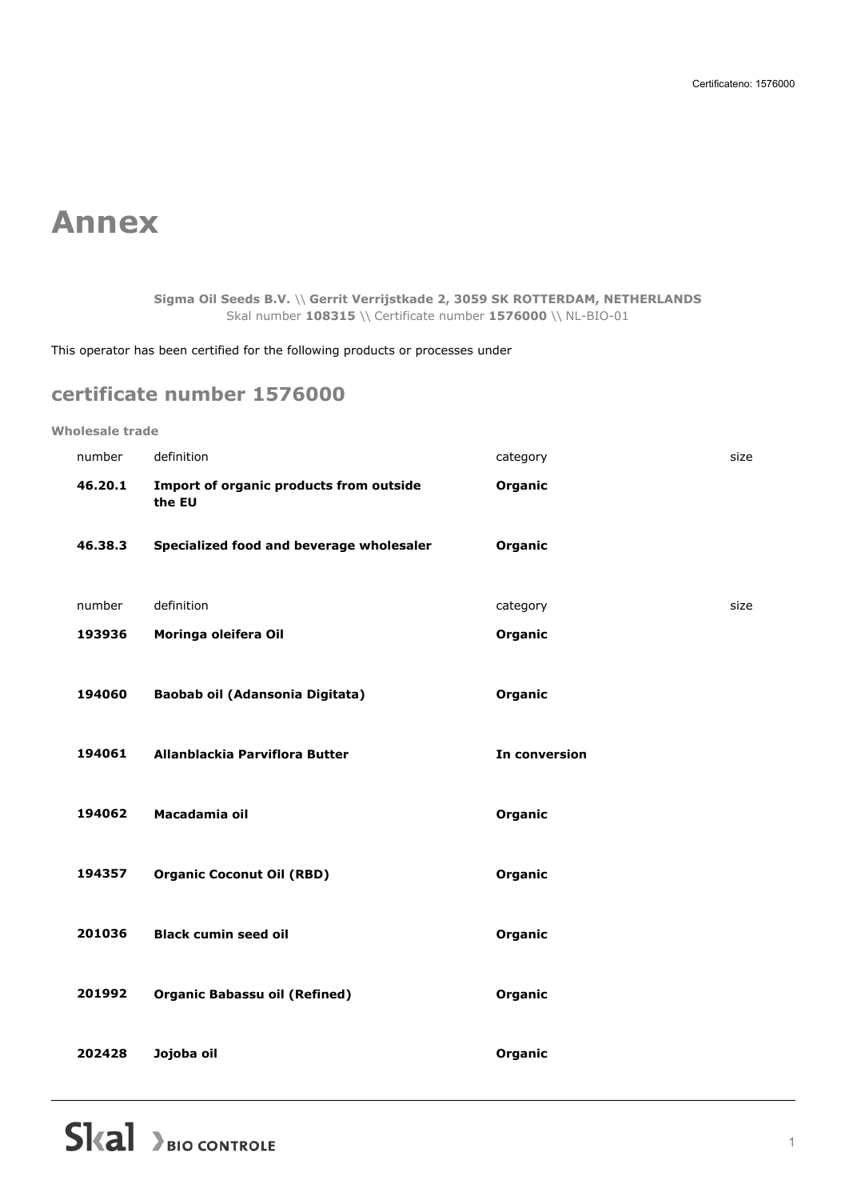Certificateno: 1576000

# Annex

**Sigma Oil Seeds B.V.** \\ **Gerrit Verrijstkade 2, 3059 SK ROTTERDAM, NETHERLANDS**
Skal number **108315** \\ Certificate number **1576000** \\ NL-BIO-01

This operator has been certified for the following products or processes under

## certificate number 1576000

**Wholesale trade**

| number | definition | category | size |
|---|---|---|---|
| **46.20.1** | **Import of organic products from outside the EU** | **Organic** | |
| **46.38.3** | **Specialized food and beverage wholesaler** | **Organic** | |

| number | definition | category | size |
|---|---|---|---|
| **193936** | **Moringa oleifera Oil** | **Organic** | |
| **194060** | **Baobab oil (Adansonia Digitata)** | **Organic** | |
| **194061** | **Allanblackia Parviflora Butter** | **In conversion** | |
| **194062** | **Macadamia oil** | **Organic** | |
| **194357** | **Organic Coconut Oil (RBD)** | **Organic** | |
| **201036** | **Black cumin seed oil** | **Organic** | |
| **201992** | **Organic Babassu oil (Refined)** | **Organic** | |
| **202428** | **Jojoba oil** | **Organic** | |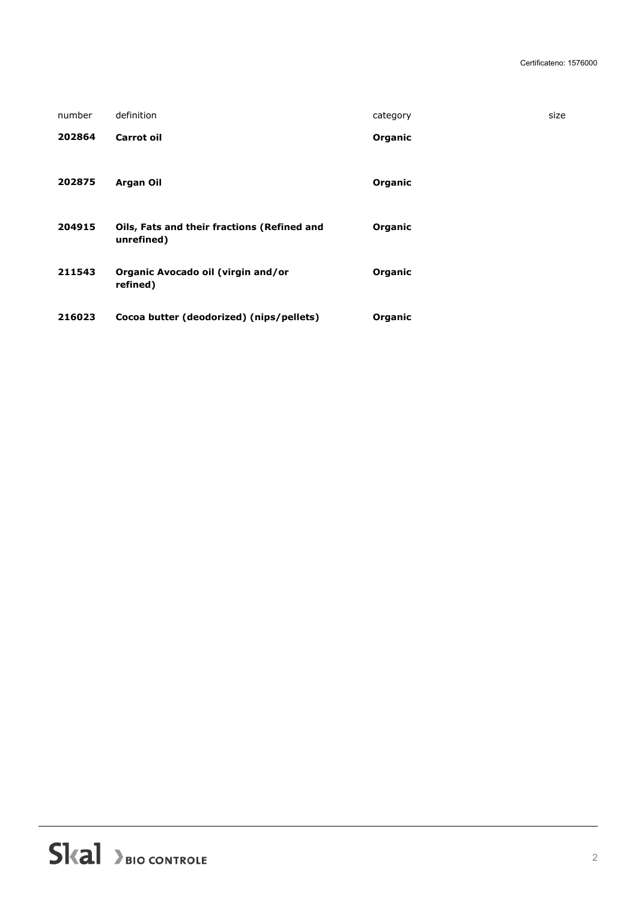Certificateno: 1576000

| number | definition | category | size |
| --- | --- | --- | --- |
| **202864** | **Carrot oil** | **Organic** | |
| **202875** | **Argan Oil** | **Organic** | |
| **204915** | **Oils, Fats and their fractions (Refined and unrefined)** | **Organic** | |
| **211543** | **Organic Avocado oil (virgin and/or refined)** | **Organic** | |
| **216023** | **Cocoa butter (deodorized) (nips/pellets)** | **Organic** | |